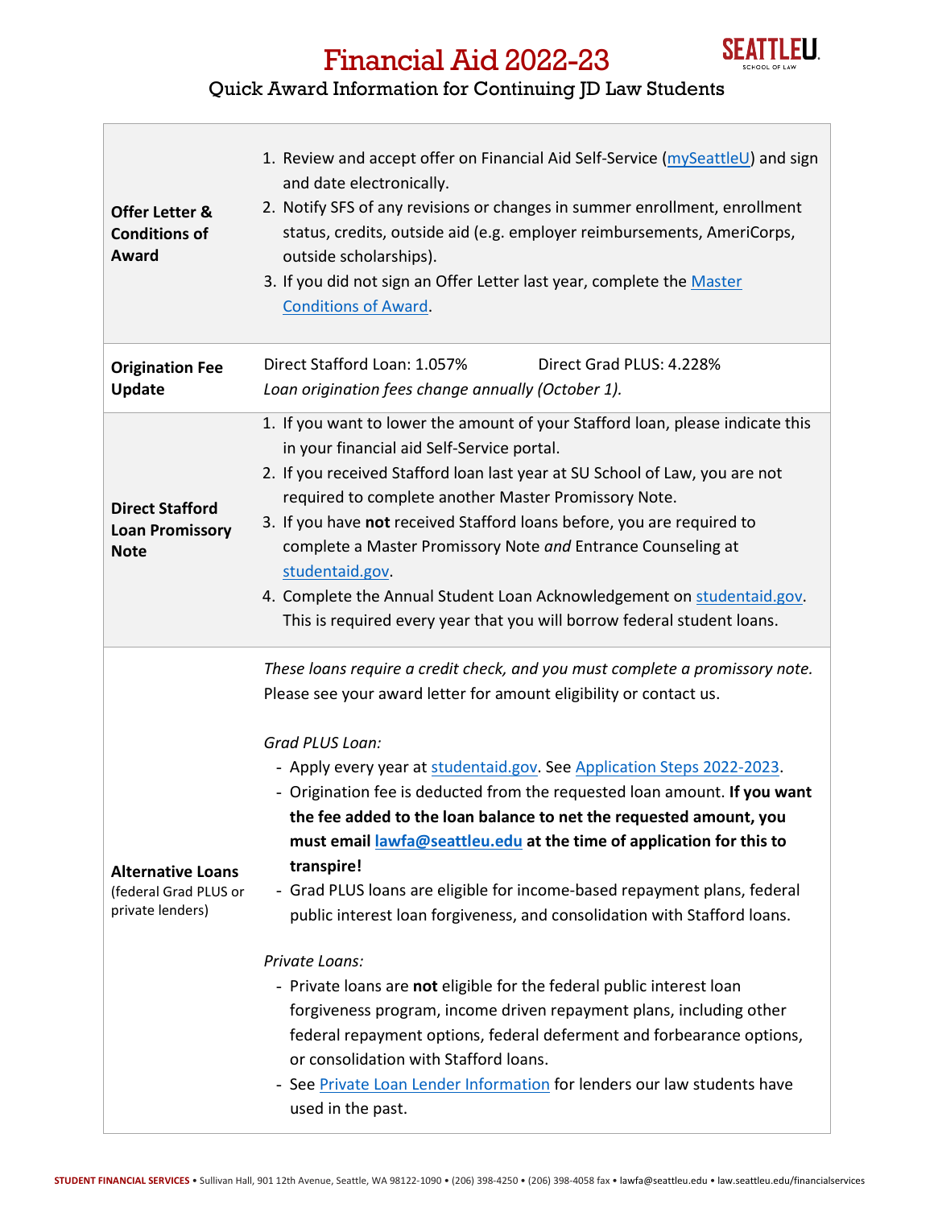# Financial Aid 2022-23

## Quick Award Information for Continuing JD Law Students

| | |
|---|---|
| **Offer Letter & Conditions of Award** | 1. Review and accept offer on Financial Aid Self-Service (mySeattleU) and sign and date electronically.<br>2. Notify SFS of any revisions or changes in summer enrollment, enrollment status, credits, outside aid (e.g. employer reimbursements, AmeriCorps, outside scholarships).<br>3. If you did not sign an Offer Letter last year, complete the Master Conditions of Award. |
| **Origination Fee Update** | Direct Stafford Loan: 1.057% Direct Grad PLUS: 4.228%<br>*Loan origination fees change annually (October 1).* |
| **Direct Stafford Loan Promissory Note** | 1. If you want to lower the amount of your Stafford loan, please indicate this in your financial aid Self-Service portal.<br>2. If you received Stafford loan last year at SU School of Law, you are not required to complete another Master Promissory Note.<br>3. If you have **not** received Stafford loans before, you are required to complete a Master Promissory Note *and* Entrance Counseling at studentaid.gov.<br>4. Complete the Annual Student Loan Acknowledgement on studentaid.gov. This is required every year that you will borrow federal student loans. |
| **Alternative Loans** (federal Grad PLUS or private lenders) | *These loans require a credit check, and you must complete a promissory note.* Please see your award letter for amount eligibility or contact us.<br><br>*Grad PLUS Loan:*<br>- Apply every year at studentaid.gov. See Application Steps 2022-2023.<br>- Origination fee is deducted from the requested loan amount. **If you want the fee added to the loan balance to net the requested amount, you must email lawfa@seattleu.edu at the time of application for this to transpire!**<br>- Grad PLUS loans are eligible for income-based repayment plans, federal public interest loan forgiveness, and consolidation with Stafford loans.<br><br>*Private Loans:*<br>- Private loans are **not** eligible for the federal public interest loan forgiveness program, income driven repayment plans, including other federal repayment options, federal deferment and forbearance options, or consolidation with Stafford loans.<br>- See Private Loan Lender Information for lenders our law students have used in the past. |

**STUDENT FINANCIAL SERVICES** • Sullivan Hall, 901 12th Avenue, Seattle, WA 98122-1090 • (206) 398-4250 • (206) 398-4058 fax • lawfa@seattleu.edu • law.seattleu.edu/financialservices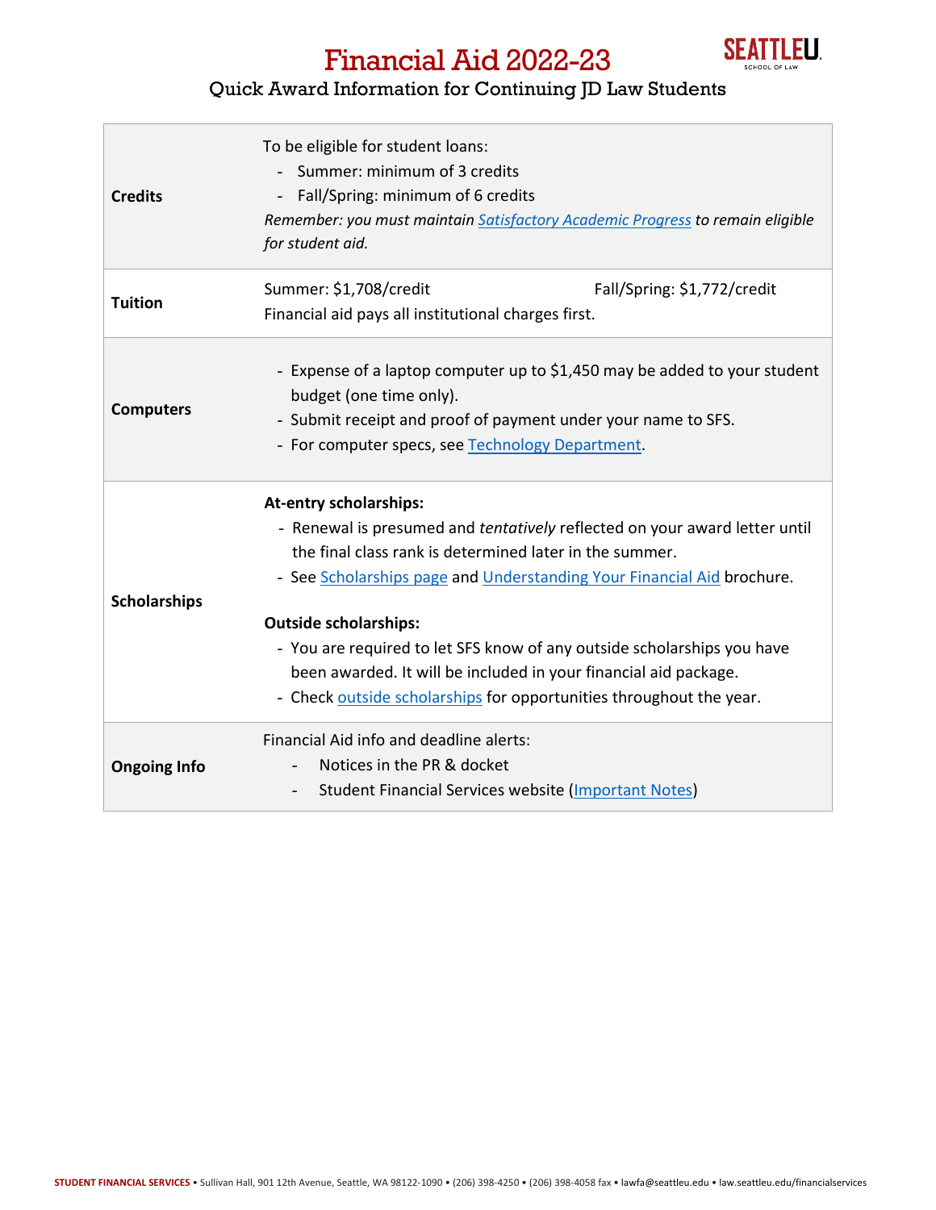# Financial Aid 2022-23

## Quick Award Information for Continuing JD Law Students

| | |
|---|---|
| **Credits** | To be eligible for student loans:<br>- Summer: minimum of 3 credits<br>- Fall/Spring: minimum of 6 credits<br>*Remember: you must maintain Satisfactory Academic Progress to remain eligible for student aid.* |
| **Tuition** | Summer: $1,708/credit     Fall/Spring: $1,772/credit<br>Financial aid pays all institutional charges first. |
| **Computers** | - Expense of a laptop computer up to $1,450 may be added to your student budget (one time only).<br>- Submit receipt and proof of payment under your name to SFS.<br>- For computer specs, see Technology Department. |
| **Scholarships** | **At-entry scholarships:**<br>- Renewal is presumed and *tentatively* reflected on your award letter until the final class rank is determined later in the summer.<br>- See Scholarships page and Understanding Your Financial Aid brochure.<br><br>**Outside scholarships:**<br>- You are required to let SFS know of any outside scholarships you have been awarded. It will be included in your financial aid package.<br>- Check outside scholarships for opportunities throughout the year. |
| **Ongoing Info** | Financial Aid info and deadline alerts:<br>- Notices in the PR & docket<br>- Student Financial Services website (Important Notes) |

**STUDENT FINANCIAL SERVICES** • Sullivan Hall, 901 12th Avenue, Seattle, WA 98122-1090 • (206) 398-4250 • (206) 398-4058 fax • lawfa@seattleu.edu • law.seattleu.edu/financialservices